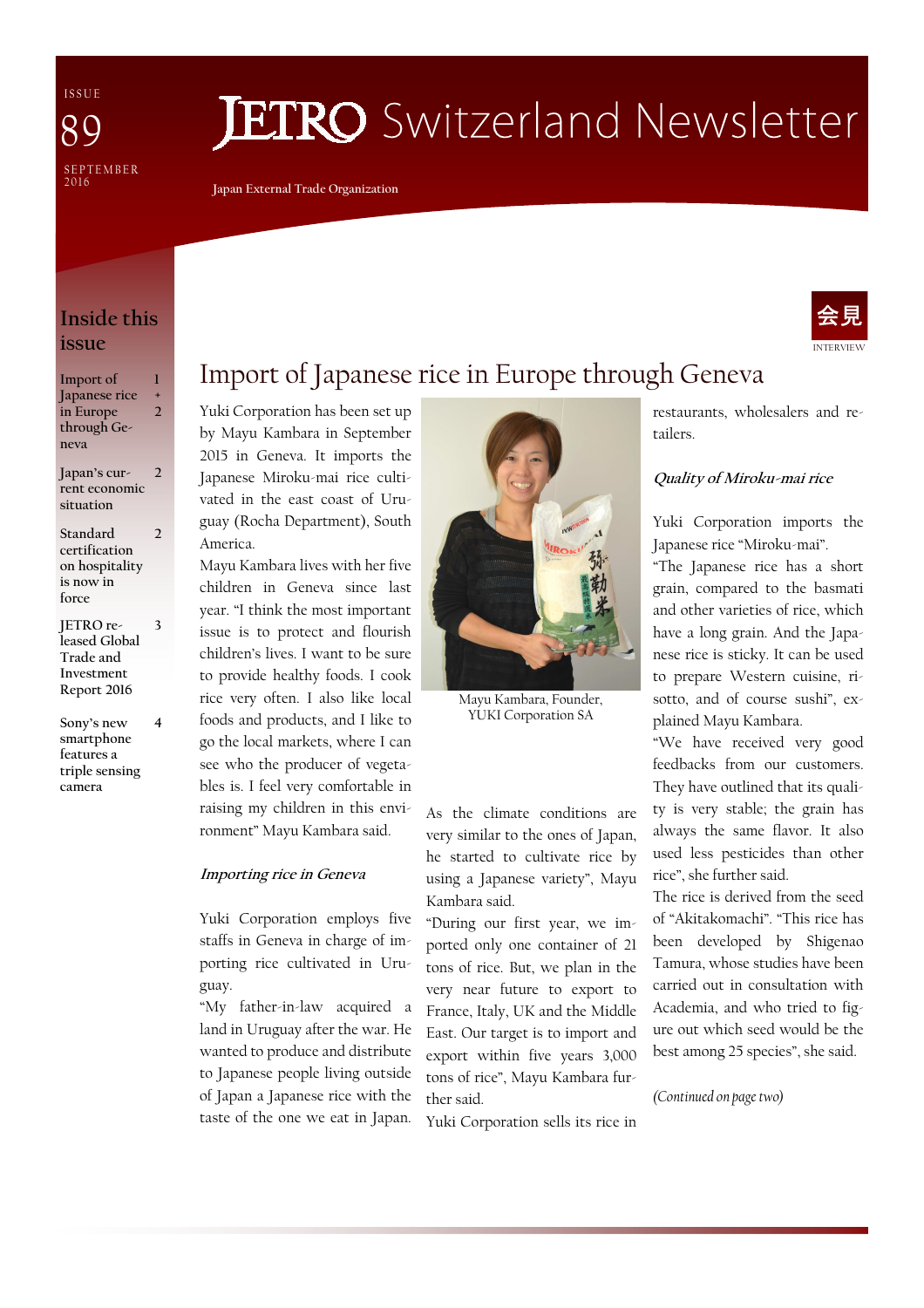ISSUE 89

SEPTEMBER 2016

# JETRO Switzerland Newsletter

Japan External Trade Organization

## Inside this issue

| | |
|---|---|
| Import of Japanese rice in Europe through Geneva | 1 + 2 |
| Japan's current economic situation | 2 |
| Standard certification on hospitality is now in force | 2 |
| JETRO released Global Trade and Investment Report 2016 | 3 |
| Sony's new smartphone features a triple sensing camera | 4 |

会見

INTERVIEW

## Import of Japanese rice in Europe through Geneva

Yuki Corporation has been set up by Mayu Kambara in September 2015 in Geneva. It imports the Japanese Miroku-mai rice cultivated in the east coast of Uruguay (Rocha Department), South America.

Mayu Kambara lives with her five children in Geneva since last year. "I think the most important issue is to protect and flourish children's lives. I want to be sure to provide healthy foods. I cook rice very often. I also like local foods and products, and I like to go the local markets, where I can see who the producer of vegetables is. I feel very comfortable in raising my children in this environment" Mayu Kambara said.

Mayu Kambara, Founder, YUKI Corporation SA

### *Importing rice in Geneva*

Yuki Corporation employs five staffs in Geneva in charge of importing rice cultivated in Uruguay.

"My father-in-law acquired a land in Uruguay after the war. He wanted to produce and distribute to Japanese people living outside of Japan a Japanese rice with the taste of the one we eat in Japan. As the climate conditions are very similar to the ones of Japan, he started to cultivate rice by using a Japanese variety", Mayu Kambara said.

"During our first year, we imported only one container of 21 tons of rice. But, we plan in the very near future to export to France, Italy, UK and the Middle East. Our target is to import and export within five years 3,000 tons of rice", Mayu Kambara further said.

Yuki Corporation sells its rice in restaurants, wholesalers and retailers.

### *Quality of Miroku-mai rice*

Yuki Corporation imports the Japanese rice "Miroku-mai".

"The Japanese rice has a short grain, compared to the basmati and other varieties of rice, which have a long grain. And the Japanese rice is sticky. It can be used to prepare Western cuisine, risotto, and of course sushi", explained Mayu Kambara.

"We have received very good feedbacks from our customers. They have outlined that its quality is very stable; the grain has always the same flavor. It also used less pesticides than other rice", she further said.

The rice is derived from the seed of "Akitakomachi". "This rice has been developed by Shigenao Tamura, whose studies have been carried out in consultation with Academia, and who tried to figure out which seed would be the best among 25 species", she said.

*(Continued on page two)*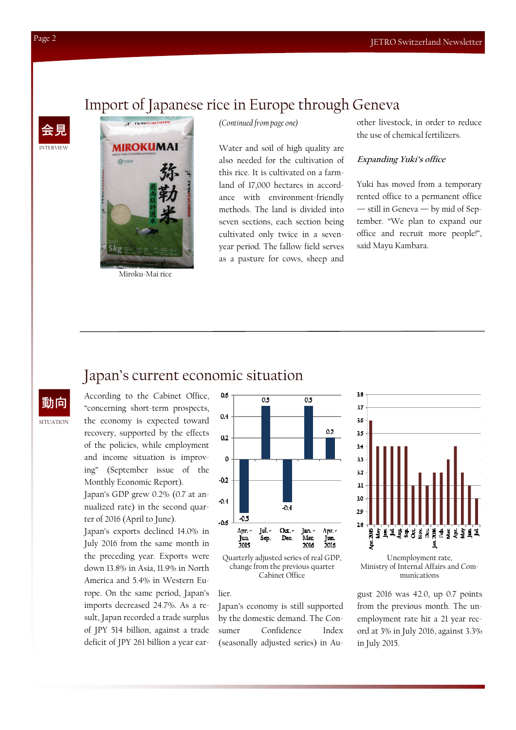# Import of Japanese rice in Europe through Geneva

会見

INTERVIEW

Miroku-Mai rice

*(Continued from page one)*

Water and soil of high quality are also needed for the cultivation of this rice. It is cultivated on a farmland of 17,000 hectares in accordance with environment-friendly methods. The land is divided into seven sections, each section being cultivated only twice in a seven-year period. The fallow field serves as a pasture for cows, sheep and other livestock, in order to reduce the use of chemical fertilizers.

***Expanding Yuki's office***

Yuki has moved from a temporary rented office to a permanent office — still in Geneva — by mid of September. "We plan to expand our office and recruit more people!", said Mayu Kambara.

# Japan's current economic situation

動向

SITUATION

According to the Cabinet Office, "concerning short-term prospects, the economy is expected toward recovery, supported by the effects of the policies, while employment and income situation is improving" (September issue of the Monthly Economic Report).

Japan's GDP grew 0.2% (0.7 at annualized rate) in the second quarter of 2016 (April to June).

Japan's exports declined 14.0% in July 2016 from the same month in the preceding year. Exports were down 13.8% in Asia, 11.9% in North America and 5.4% in Western Europe. On the same period, Japan's imports decreased 24.7%. As a result, Japan recorded a trade surplus of JPY 514 billion, against a trade deficit of JPY 261 billion a year earlier.

Japan's economy is still supported by the domestic demand. The Consumer Confidence Index (seasonally adjusted series) in August 2016 was 42.0, up 0.7 points from the previous month. The unemployment rate hit a 21 year record at 3% in July 2016, against 3.3% in July 2015.

| Quarter | Change (%) |
|---|---|
| Apr.-Jun. 2015 | -0.5 |
| Jul.-Sep. | 0.5 |
| Oct.-Dec. | -0.4 |
| Jan.-Mar. 2016 | 0.5 |
| Apr.-Jun. 2016 | 0.2 |

Quarterly adjusted series of real GDP, change from the previous quarter
Cabinet Office

| Month | Rate (%) |
|---|---|
| Apr. 2015 | 3.6 |
| May | 3.4 |
| Jun. | 3.4 |
| Jul. | 3.4 |
| Aug. | 3.4 |
| Sep. | 3.4 |
| Oct. | 3.1 |
| Nov. | 3.2 |
| Dec. | 3.1 |
| Jan. 2016 | 3.2 |
| Feb. | 3.2 |
| Mar. | 3.3 |
| Apr. | 3.4 |
| May | 3.2 |
| Jun. | 3.1 |
| Jul. | 3.0 |

Unemployment rate,
Ministry of Internal Affairs and Communications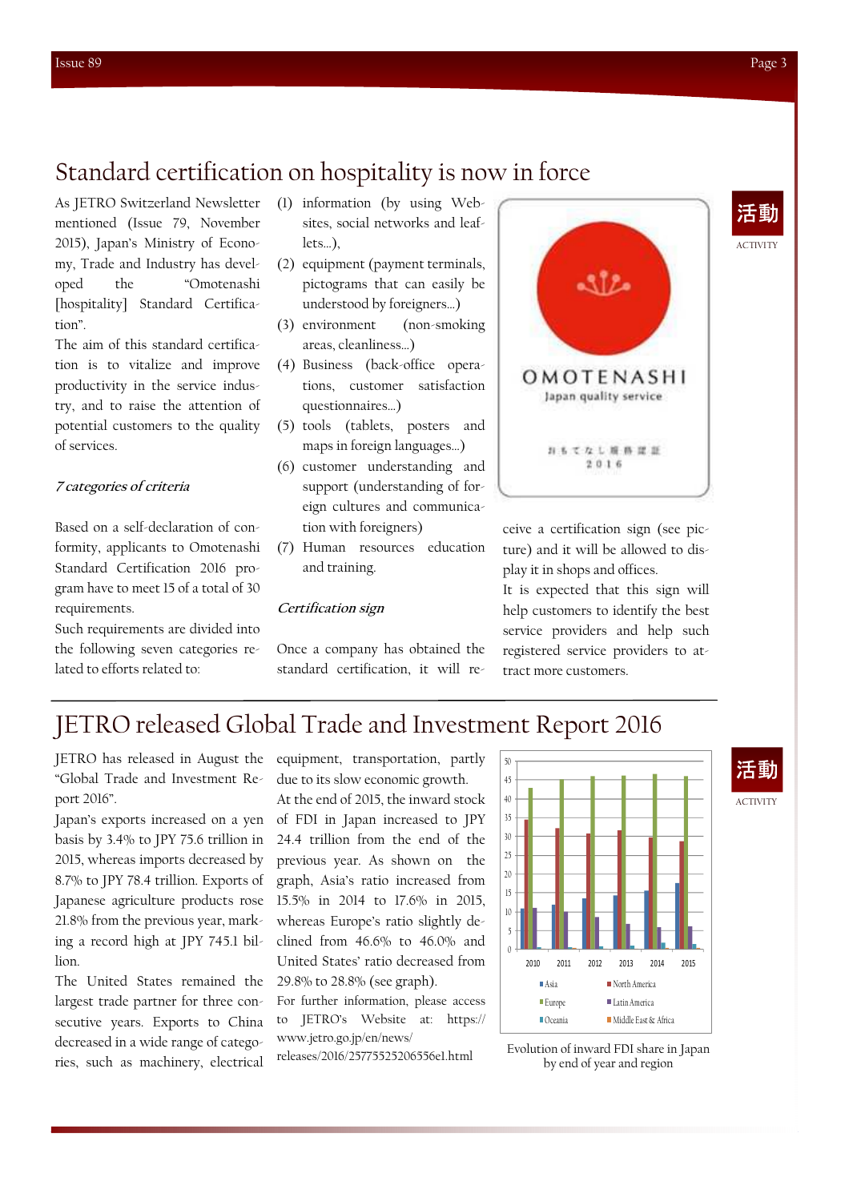# Standard certification on hospitality is now in force

活動
ACTIVITY

As JETRO Switzerland Newsletter mentioned (Issue 79, November 2015), Japan's Ministry of Economy, Trade and Industry has developed the "Omotenashi [hospitality] Standard Certification".

The aim of this standard certification is to vitalize and improve productivity in the service industry, and to raise the attention of potential customers to the quality of services.

*7 categories of criteria*

Based on a self-declaration of conformity, applicants to Omotenashi Standard Certification 2016 program have to meet 15 of a total of 30 requirements.

Such requirements are divided into the following seven categories related to efforts related to:

(1) information (by using Websites, social networks and leaflets…),
(2) equipment (payment terminals, pictograms that can easily be understood by foreigners…)
(3) environment (non-smoking areas, cleanliness…)
(4) Business (back-office operations, customer satisfaction questionnaires…)
(5) tools (tablets, posters and maps in foreign languages…)
(6) customer understanding and support (understanding of foreign cultures and communication with foreigners)
(7) Human resources education and training.

*Certification sign*

Once a company has obtained the standard certification, it will receive a certification sign (see picture) and it will be allowed to display it in shops and offices.

It is expected that this sign will help customers to identify the best service providers and help such registered service providers to attract more customers.

# JETRO released Global Trade and Investment Report 2016

活動
ACTIVITY

JETRO has released in August the "Global Trade and Investment Report 2016".

Japan's exports increased on a yen basis by 3.4% to JPY 75.6 trillion in 2015, whereas imports decreased by 8.7% to JPY 78.4 trillion. Exports of Japanese agriculture products rose 21.8% from the previous year, marking a record high at JPY 745.1 billion.

The United States remained the largest trade partner for three consecutive years. Exports to China decreased in a wide range of categories, such as machinery, electrical equipment, transportation, partly due to its slow economic growth.

At the end of 2015, the inward stock of FDI in Japan increased to JPY 24.4 trillion from the end of the previous year. As shown on the graph, Asia's ratio increased from 15.5% in 2014 to 17.6% in 2015, whereas Europe's ratio slightly declined from 46.6% to 46.0% and United States' ratio decreased from 29.8% to 28.8% (see graph).

For further information, please access to JETRO's Website at: https://www.jetro.go.jp/en/news/releases/2016/25775525206556e1.html

Evolution of inward FDI share in Japan by end of year and region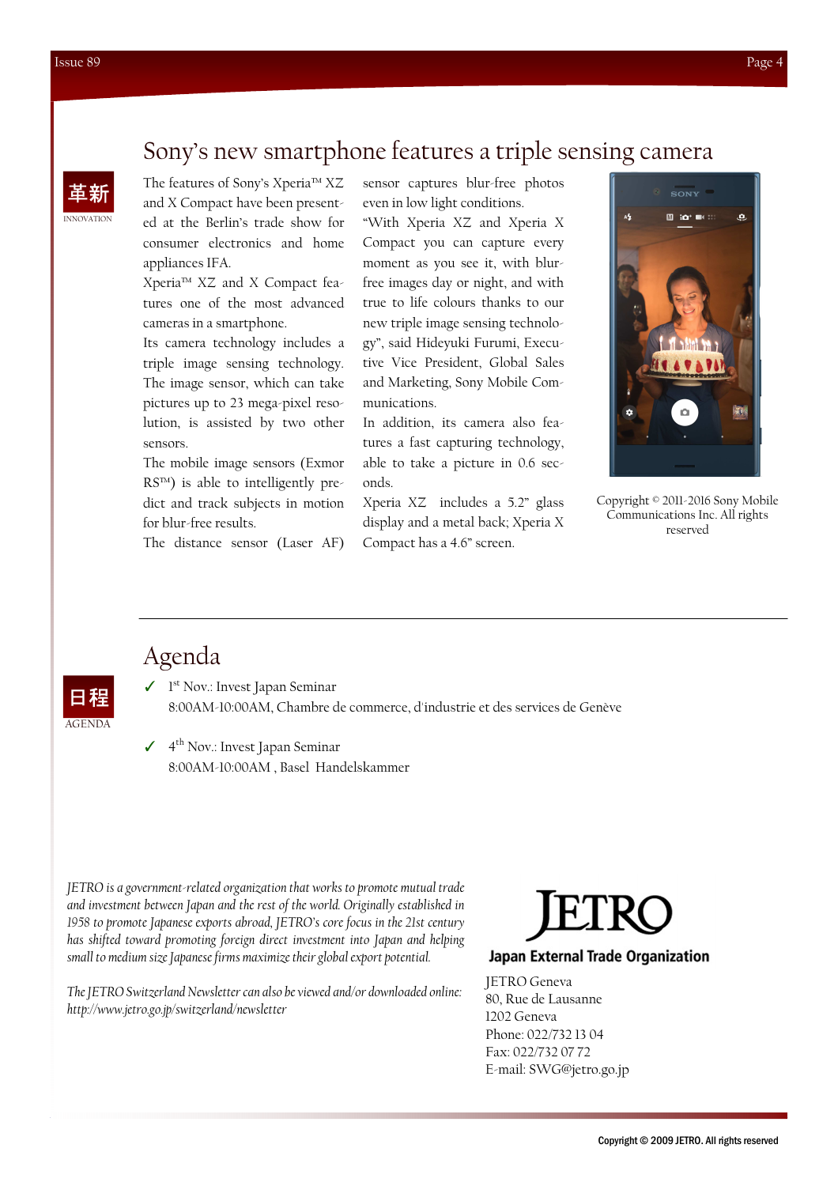## Sony's new smartphone features a triple sensing camera

革新
INNOVATION

The features of Sony's Xperia™ XZ and X Compact have been presented at the Berlin's trade show for consumer electronics and home appliances IFA.

Xperia™ XZ and X Compact features one of the most advanced cameras in a smartphone.

Its camera technology includes a triple image sensing technology. The image sensor, which can take pictures up to 23 mega-pixel resolution, is assisted by two other sensors.

The mobile image sensors (Exmor RS™) is able to intelligently predict and track subjects in motion for blur-free results.

The distance sensor (Laser AF) sensor captures blur-free photos even in low light conditions.

"With Xperia XZ and Xperia X Compact you can capture every moment as you see it, with blur-free images day or night, and with true to life colours thanks to our new triple image sensing technology", said Hideyuki Furumi, Executive Vice President, Global Sales and Marketing, Sony Mobile Communications.

In addition, its camera also features a fast capturing technology, able to take a picture in 0.6 seconds.

Xperia XZ includes a 5.2" glass display and a metal back; Xperia X Compact has a 4.6" screen.

Copyright © 2011-2016 Sony Mobile Communications Inc. All rights reserved

---

## Agenda

日程
AGENDA

- ✓ 1st Nov.: Invest Japan Seminar
  8:00AM-10:00AM, Chambre de commerce, d'industrie et des services de Genève

- ✓ 4th Nov.: Invest Japan Seminar
  8:00AM-10:00AM , Basel Handelskammer

*JETRO is a government-related organization that works to promote mutual trade and investment between Japan and the rest of the world. Originally established in 1958 to promote Japanese exports abroad, JETRO's core focus in the 21st century has shifted toward promoting foreign direct investment into Japan and helping small to medium size Japanese firms maximize their global export potential.*

*The JETRO Switzerland Newsletter can also be viewed and/or downloaded online: http://www.jetro.go.jp/switzerland/newsletter*

JETRO
**Japan External Trade Organization**

JETRO Geneva
80, Rue de Lausanne
1202 Geneva
Phone: 022/732 13 04
Fax: 022/732 07 72
E-mail: SWG@jetro.go.jp

Copyright © 2009 JETRO. All rights reserved